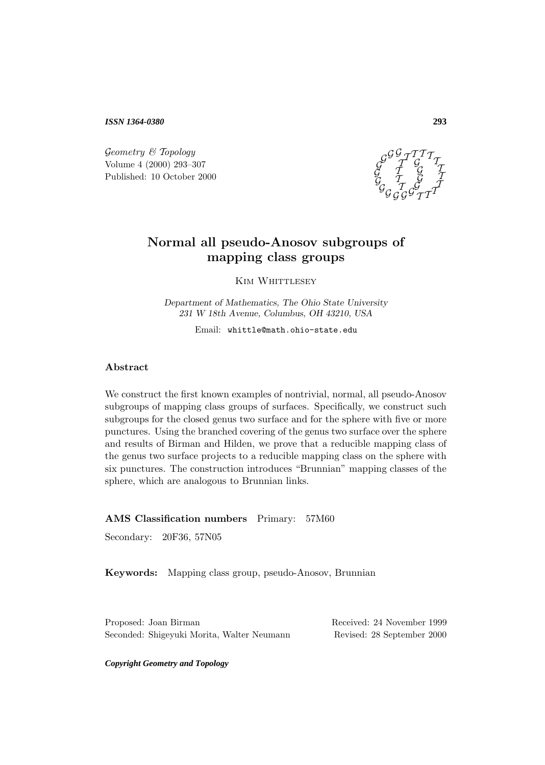ISSN 1364-0380

*Geometry & Topology*
Volume 4 (2000) 293–307
Published: 10 October 2000

# Normal all pseudo-Anosov subgroups of mapping class groups

Kim Whittlesey

*Department of Mathematics, The Ohio State University*
*231 W 18th Avenue, Columbus, OH 43210, USA*

Email: whittle@math.ohio-state.edu

## Abstract

We construct the first known examples of nontrivial, normal, all pseudo-Anosov subgroups of mapping class groups of surfaces. Specifically, we construct such subgroups for the closed genus two surface and for the sphere with five or more punctures. Using the branched covering of the genus two surface over the sphere and results of Birman and Hilden, we prove that a reducible mapping class of the genus two surface projects to a reducible mapping class on the sphere with six punctures. The construction introduces "Brunnian" mapping classes of the sphere, which are analogous to Brunnian links.

**AMS Classification numbers** Primary: 57M60

Secondary: 20F36, 57N05

**Keywords:** Mapping class group, pseudo-Anosov, Brunnian

Proposed: Joan Birman
Seconded: Shigeyuki Morita, Walter Neumann

Received: 24 November 1999
Revised: 28 September 2000

**Copyright Geometry and Topology**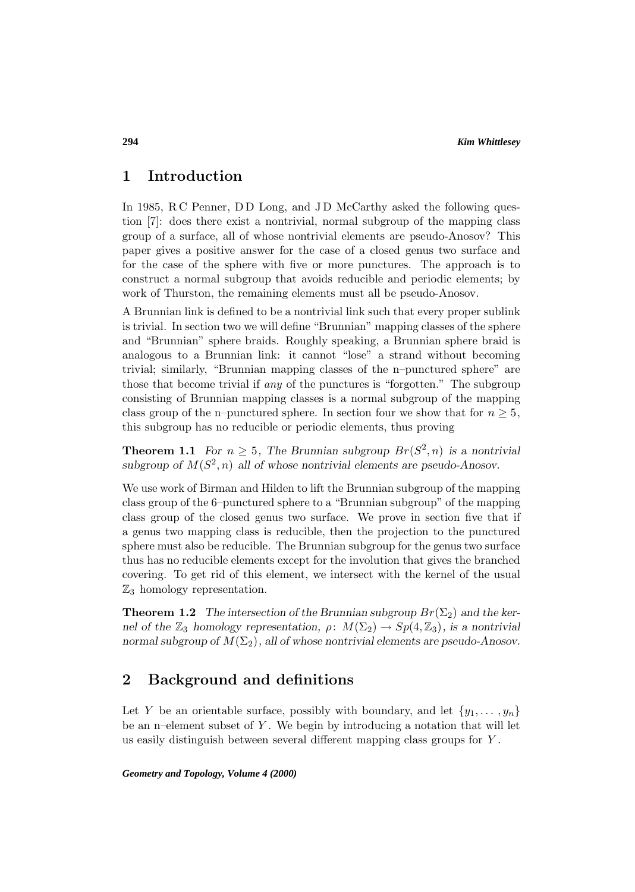## 1 Introduction

In 1985, R C Penner, D D Long, and J D McCarthy asked the following question [7]: does there exist a nontrivial, normal subgroup of the mapping class group of a surface, all of whose nontrivial elements are pseudo-Anosov? This paper gives a positive answer for the case of a closed genus two surface and for the case of the sphere with five or more punctures. The approach is to construct a normal subgroup that avoids reducible and periodic elements; by work of Thurston, the remaining elements must all be pseudo-Anosov.

A Brunnian link is defined to be a nontrivial link such that every proper sublink is trivial. In section two we will define "Brunnian" mapping classes of the sphere and "Brunnian" sphere braids. Roughly speaking, a Brunnian sphere braid is analogous to a Brunnian link: it cannot "lose" a strand without becoming trivial; similarly, "Brunnian mapping classes of the n–punctured sphere" are those that become trivial if *any* of the punctures is "forgotten." The subgroup consisting of Brunnian mapping classes is a normal subgroup of the mapping class group of the n–punctured sphere. In section four we show that for $n \geq 5$, this subgroup has no reducible or periodic elements, thus proving

**Theorem 1.1** *For $n \geq 5$, The Brunnian subgroup $Br(S^2, n)$ is a nontrivial subgroup of $M(S^2, n)$ all of whose nontrivial elements are pseudo-Anosov.*

We use work of Birman and Hilden to lift the Brunnian subgroup of the mapping class group of the 6–punctured sphere to a "Brunnian subgroup" of the mapping class group of the closed genus two surface. We prove in section five that if a genus two mapping class is reducible, then the projection to the punctured sphere must also be reducible. The Brunnian subgroup for the genus two surface thus has no reducible elements except for the involution that gives the branched covering. To get rid of this element, we intersect with the kernel of the usual $\mathbb{Z}_3$ homology representation.

**Theorem 1.2** *The intersection of the Brunnian subgroup $Br(\Sigma_2)$ and the kernel of the $\mathbb{Z}_3$ homology representation, $\rho\colon M(\Sigma_2) \to Sp(4, \mathbb{Z}_3)$, is a nontrivial normal subgroup of $M(\Sigma_2)$, all of whose nontrivial elements are pseudo-Anosov.*

## 2 Background and definitions

Let $Y$ be an orientable surface, possibly with boundary, and let $\{y_1, \ldots, y_n\}$ be an n–element subset of $Y$. We begin by introducing a notation that will let us easily distinguish between several different mapping class groups for $Y$.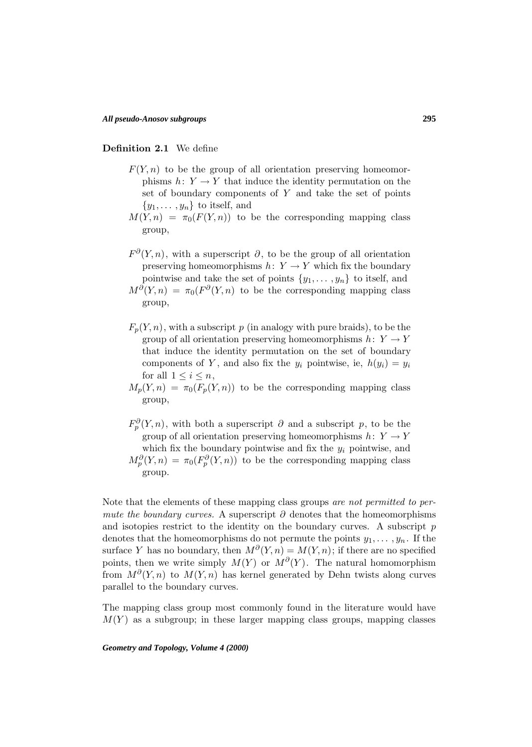**Definition 2.1** We define

$F(Y,n)$ to be the group of all orientation preserving homeomorphisms $h\colon Y \to Y$ that induce the identity permutation on the set of boundary components of $Y$ and take the set of points $\{y_1, \ldots, y_n\}$ to itself, and

$M(Y,n) = \pi_0(F(Y,n))$ to be the corresponding mapping class group,

$F^\partial(Y,n)$, with a superscript $\partial$, to be the group of all orientation preserving homeomorphisms $h\colon Y \to Y$ which fix the boundary pointwise and take the set of points $\{y_1, \ldots, y_n\}$ to itself, and

$M^\partial(Y,n) = \pi_0(F^\partial(Y,n)$ to be the corresponding mapping class group,

$F_p(Y,n)$, with a subscript $p$ (in analogy with pure braids), to be the group of all orientation preserving homeomorphisms $h\colon Y \to Y$ that induce the identity permutation on the set of boundary components of $Y$, and also fix the $y_i$ pointwise, ie, $h(y_i) = y_i$ for all $1 \leq i \leq n$,

$M_p(Y,n) = \pi_0(F_p(Y,n))$ to be the corresponding mapping class group,

$F_p^\partial(Y,n)$, with both a superscript $\partial$ and a subscript $p$, to be the group of all orientation preserving homeomorphisms $h\colon Y \to Y$ which fix the boundary pointwise and fix the $y_i$ pointwise, and

$M_p^\partial(Y,n) = \pi_0(F_p^\partial(Y,n))$ to be the corresponding mapping class group.

Note that the elements of these mapping class groups *are not permitted to permute the boundary curves.* A superscript $\partial$ denotes that the homeomorphisms and isotopies restrict to the identity on the boundary curves. A subscript $p$ denotes that the homeomorphisms do not permute the points $y_1, \ldots, y_n$. If the surface $Y$ has no boundary, then $M^\partial(Y,n) = M(Y,n)$; if there are no specified points, then we write simply $M(Y)$ or $M^\partial(Y)$. The natural homomorphism from $M^\partial(Y,n)$ to $M(Y,n)$ has kernel generated by Dehn twists along curves parallel to the boundary curves.

The mapping class group most commonly found in the literature would have $M(Y)$ as a subgroup; in these larger mapping class groups, mapping classes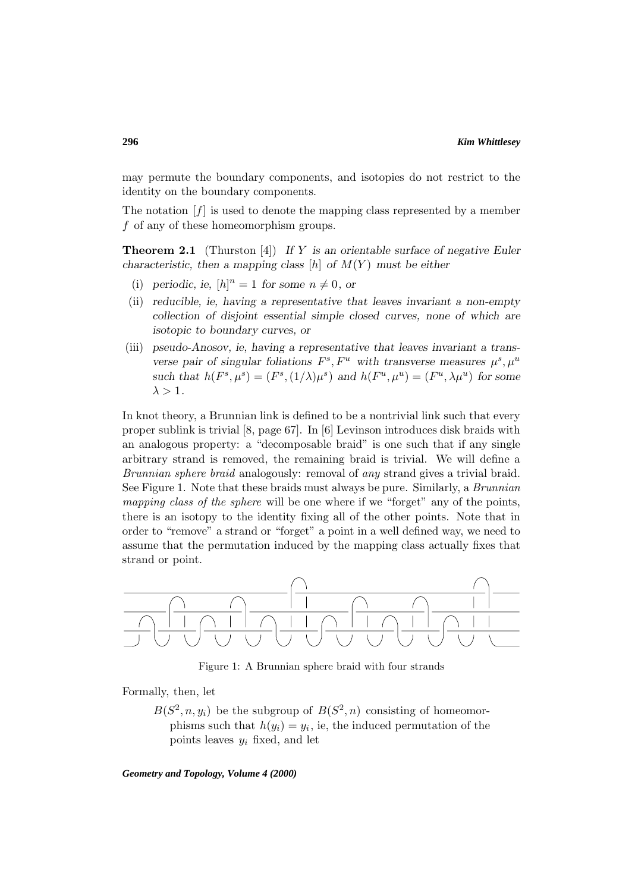may permute the boundary components, and isotopies do not restrict to the identity on the boundary components.

The notation $[f]$ is used to denote the mapping class represented by a member $f$ of any of these homeomorphism groups.

**Theorem 2.1** (Thurston [4]) *If $Y$ is an orientable surface of negative Euler characteristic, then a mapping class $[h]$ of $M(Y)$ must be either*

- (i) *periodic, ie, $[h]^n = 1$ for some $n \neq 0$, or*
- (ii) *reducible, ie, having a representative that leaves invariant a non-empty collection of disjoint essential simple closed curves, none of which are isotopic to boundary curves, or*
- (iii) *pseudo-Anosov, ie, having a representative that leaves invariant a transverse pair of singular foliations $F^s, F^u$ with transverse measures $\mu^s, \mu^u$ such that $h(F^s, \mu^s) = (F^s, (1/\lambda)\mu^s)$ and $h(F^u, \mu^u) = (F^u, \lambda\mu^u)$ for some $\lambda > 1$.*

In knot theory, a Brunnian link is defined to be a nontrivial link such that every proper sublink is trivial [8, page 67]. In [6] Levinson introduces disk braids with an analogous property: a "decomposable braid" is one such that if any single arbitrary strand is removed, the remaining braid is trivial. We will define a *Brunnian sphere braid* analogously: removal of *any* strand gives a trivial braid. See Figure 1. Note that these braids must always be pure. Similarly, a *Brunnian mapping class of the sphere* will be one where if we "forget" any of the points, there is an isotopy to the identity fixing all of the other points. Note that in order to "remove" a strand or "forget" a point in a well defined way, we need to assume that the permutation induced by the mapping class actually fixes that strand or point.

Figure 1: A Brunnian sphere braid with four strands

Formally, then, let

$B(S^2, n, y_i)$ be the subgroup of $B(S^2, n)$ consisting of homeomorphisms such that $h(y_i) = y_i$, ie, the induced permutation of the points leaves $y_i$ fixed, and let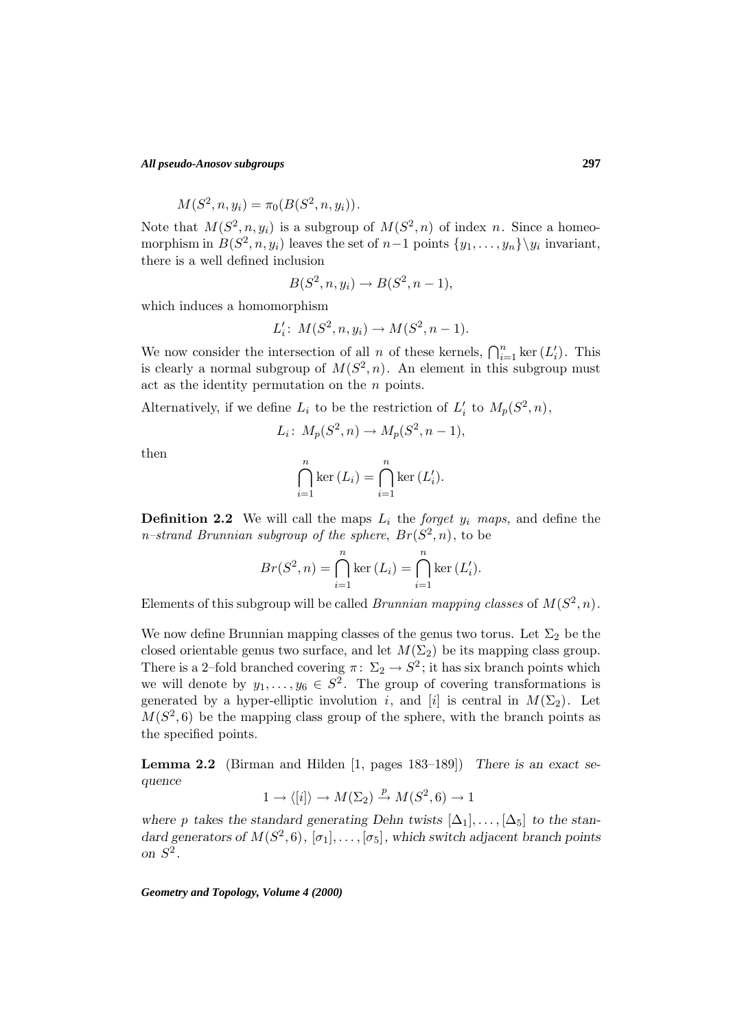$$M(S^2, n, y_i) = \pi_0(B(S^2, n, y_i)).$$

Note that $M(S^2, n, y_i)$ is a subgroup of $M(S^2, n)$ of index $n$. Since a homeomorphism in $B(S^2, n, y_i)$ leaves the set of $n-1$ points $\{y_1, \ldots, y_n\} \backslash y_i$ invariant, there is a well defined inclusion

$$B(S^2, n, y_i) \to B(S^2, n-1),$$

which induces a homomorphism

$$L_i'\colon\ M(S^2, n, y_i) \to M(S^2, n-1).$$

We now consider the intersection of all $n$ of these kernels, $\bigcap_{i=1}^n \ker(L_i')$. This is clearly a normal subgroup of $M(S^2, n)$. An element in this subgroup must act as the identity permutation on the $n$ points.

Alternatively, if we define $L_i$ to be the restriction of $L_i'$ to $M_p(S^2, n)$,

$$L_i\colon\ M_p(S^2, n) \to M_p(S^2, n-1),$$

then

$$\bigcap_{i=1}^n \ker(L_i) = \bigcap_{i=1}^n \ker(L_i').$$

**Definition 2.2** We will call the maps $L_i$ the *forget $y_i$ maps,* and define the *$n$–strand Brunnian subgroup of the sphere*, $Br(S^2, n)$, to be

$$Br(S^2, n) = \bigcap_{i=1}^n \ker(L_i) = \bigcap_{i=1}^n \ker(L_i').$$

Elements of this subgroup will be called *Brunnian mapping classes* of $M(S^2, n)$.

We now define Brunnian mapping classes of the genus two torus. Let $\Sigma_2$ be the closed orientable genus two surface, and let $M(\Sigma_2)$ be its mapping class group. There is a 2–fold branched covering $\pi\colon\ \Sigma_2 \to S^2$; it has six branch points which we will denote by $y_1, \ldots, y_6 \in S^2$. The group of covering transformations is generated by a hyper-elliptic involution $i$, and $[i]$ is central in $M(\Sigma_2)$. Let $M(S^2, 6)$ be the mapping class group of the sphere, with the branch points as the specified points.

**Lemma 2.2** (Birman and Hilden [1, pages 183–189]) *There is an exact sequence*

$$1 \to \langle [i] \rangle \to M(\Sigma_2) \xrightarrow{p} M(S^2, 6) \to 1$$

*where $p$ takes the standard generating Dehn twists $[\Delta_1], \ldots, [\Delta_5]$ to the standard generators of $M(S^2, 6)$, $[\sigma_1], \ldots, [\sigma_5]$, which switch adjacent branch points on $S^2$.*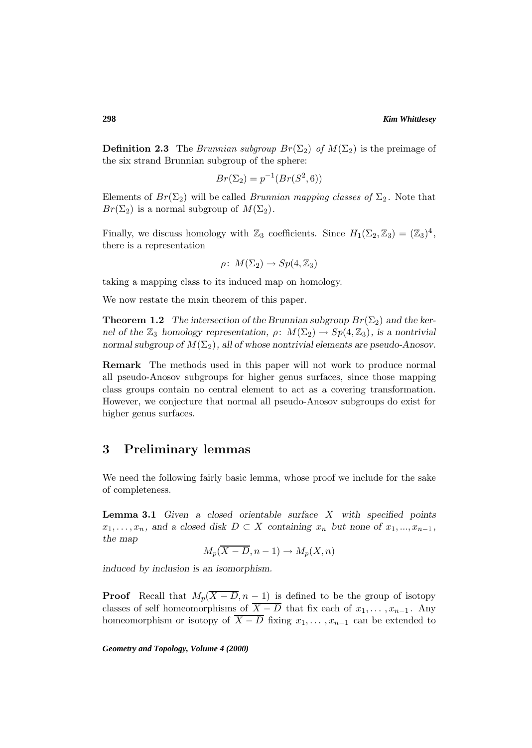**Definition 2.3** The *Brunnian subgroup $Br(\Sigma_2)$ of* $M(\Sigma_2)$ is the preimage of the six strand Brunnian subgroup of the sphere:

$$Br(\Sigma_2) = p^{-1}(Br(S^2, 6))$$

Elements of $Br(\Sigma_2)$ will be called *Brunnian mapping classes of* $\Sigma_2$. Note that $Br(\Sigma_2)$ is a normal subgroup of $M(\Sigma_2)$.

Finally, we discuss homology with $\mathbb{Z}_3$ coefficients. Since $H_1(\Sigma_2, \mathbb{Z}_3) = (\mathbb{Z}_3)^4$, there is a representation

$$\rho\colon\ M(\Sigma_2) \to Sp(4, \mathbb{Z}_3)$$

taking a mapping class to its induced map on homology.

We now restate the main theorem of this paper.

**Theorem 1.2** *The intersection of the Brunnian subgroup $Br(\Sigma_2)$ and the kernel of the $\mathbb{Z}_3$ homology representation, $\rho\colon\ M(\Sigma_2) \to Sp(4, \mathbb{Z}_3)$, is a nontrivial normal subgroup of $M(\Sigma_2)$, all of whose nontrivial elements are pseudo-Anosov.*

**Remark** The methods used in this paper will not work to produce normal all pseudo-Anosov subgroups for higher genus surfaces, since those mapping class groups contain no central element to act as a covering transformation. However, we conjecture that normal all pseudo-Anosov subgroups do exist for higher genus surfaces.

## 3 Preliminary lemmas

We need the following fairly basic lemma, whose proof we include for the sake of completeness.

**Lemma 3.1** *Given a closed orientable surface $X$ with specified points $x_1, \ldots, x_n$, and a closed disk $D \subset X$ containing $x_n$ but none of $x_1, ..., x_{n-1}$, the map*

$$M_p(\overline{X - D}, n-1) \to M_p(X, n)$$

*induced by inclusion is an isomorphism.*

**Proof** Recall that $M_p(\overline{X - D}, n-1)$ is defined to be the group of isotopy classes of self homeomorphisms of $\overline{X - D}$ that fix each of $x_1, \ldots, x_{n-1}$. Any homeomorphism or isotopy of $\overline{X - D}$ fixing $x_1, \ldots, x_{n-1}$ can be extended to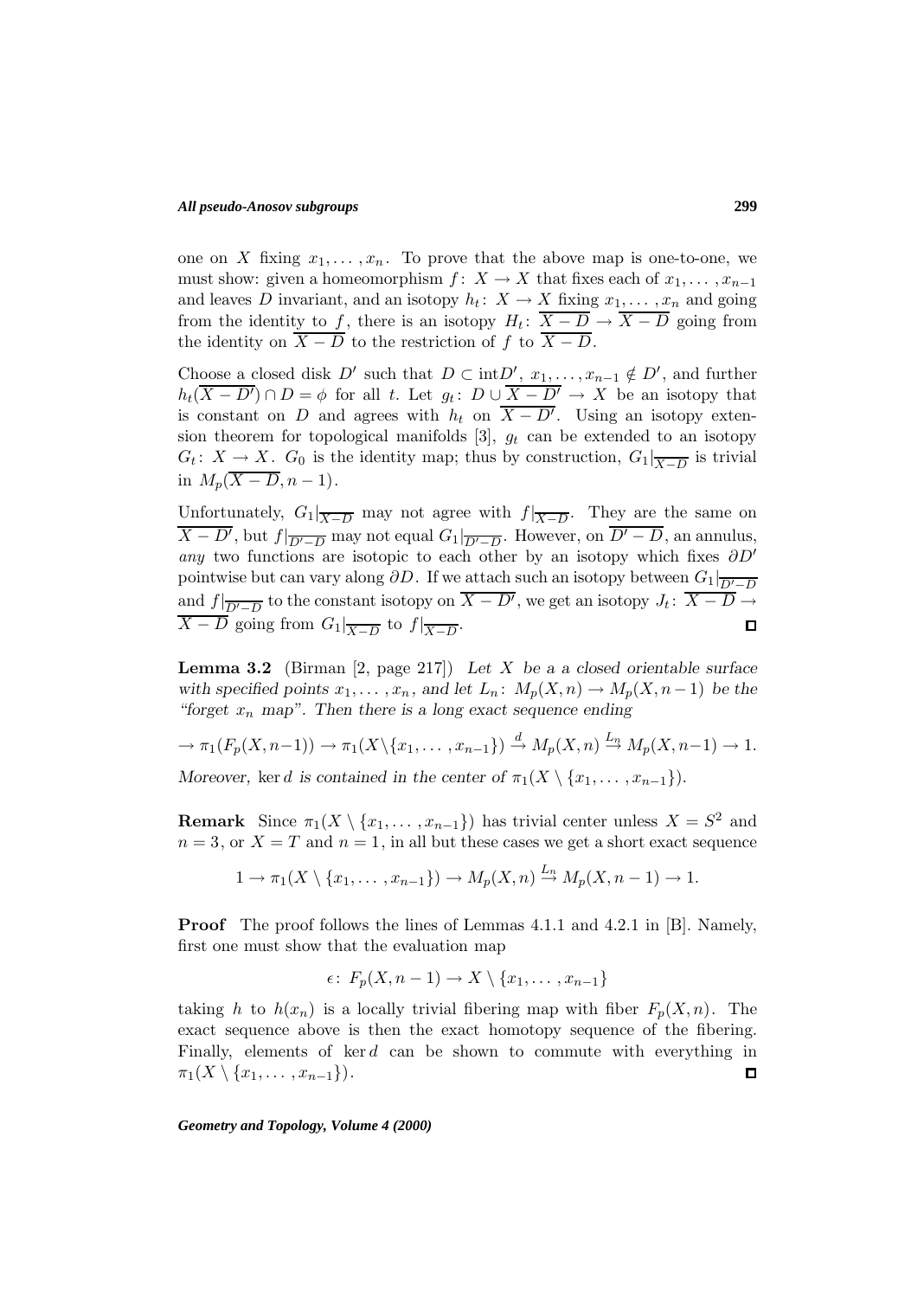one on $X$ fixing $x_1, \dots, x_n$. To prove that the above map is one-to-one, we must show: given a homeomorphism $f\colon X \to X$ that fixes each of $x_1, \dots, x_{n-1}$ and leaves $D$ invariant, and an isotopy $h_t\colon X \to X$ fixing $x_1, \dots, x_n$ and going from the identity to $f$, there is an isotopy $H_t\colon \overline{X-D} \to \overline{X-D}$ going from the identity on $\overline{X-D}$ to the restriction of $f$ to $\overline{X-D}$.

Choose a closed disk $D'$ such that $D \subset \mathrm{int} D'$, $x_1, \dots, x_{n-1} \notin D'$, and further $h_t(\overline{X-D'}) \cap D = \phi$ for all $t$. Let $g_t\colon D \cup \overline{X-D'} \to X$ be an isotopy that is constant on $D$ and agrees with $h_t$ on $\overline{X-D'}$. Using an isotopy extension theorem for topological manifolds [3], $g_t$ can be extended to an isotopy $G_t\colon X \to X$. $G_0$ is the identity map; thus by construction, $G_1|_{\overline{X-D}}$ is trivial in $M_p(\overline{X-D}, n-1)$.

Unfortunately, $G_1|_{\overline{X-D}}$ may not agree with $f|_{\overline{X-D}}$. They are the same on $\overline{X-D'}$, but $f|_{\overline{D'-D}}$ may not equal $G_1|_{\overline{D'-D}}$. However, on $\overline{D'-D}$, an annulus, *any* two functions are isotopic to each other by an isotopy which fixes $\partial D'$ pointwise but can vary along $\partial D$. If we attach such an isotopy between $G_1|_{\overline{D'-D}}$ and $f|_{\overline{D'-D}}$ to the constant isotopy on $\overline{X-D'}$, we get an isotopy $J_t\colon \overline{X-D} \to \overline{X-D}$ going from $G_1|_{\overline{X-D}}$ to $f|_{\overline{X-D}}$. $\square$

**Lemma 3.2** (Birman [2, page 217]) *Let $X$ be a a closed orientable surface with specified points $x_1, \dots, x_n$, and let $L_n\colon M_p(X,n) \to M_p(X, n-1)$ be the "forget $x_n$ map". Then there is a long exact sequence ending*

$$\to \pi_1(F_p(X, n-1)) \to \pi_1(X \setminus \{x_1, \dots, x_{n-1}\}) \xrightarrow{d} M_p(X,n) \xrightarrow{L_n} M_p(X, n-1) \to 1.$$

*Moreover,* $\ker d$ *is contained in the center of* $\pi_1(X \setminus \{x_1, \dots, x_{n-1}\})$.

**Remark** Since $\pi_1(X \setminus \{x_1, \dots, x_{n-1}\})$ has trivial center unless $X = S^2$ and $n = 3$, or $X = T$ and $n = 1$, in all but these cases we get a short exact sequence

$$1 \to \pi_1(X \setminus \{x_1, \dots, x_{n-1}\}) \to M_p(X,n) \xrightarrow{L_n} M_p(X, n-1) \to 1.$$

**Proof** The proof follows the lines of Lemmas 4.1.1 and 4.2.1 in [B]. Namely, first one must show that the evaluation map

$$\epsilon\colon F_p(X, n-1) \to X \setminus \{x_1, \dots, x_{n-1}\}$$

taking $h$ to $h(x_n)$ is a locally trivial fibering map with fiber $F_p(X,n)$. The exact sequence above is then the exact homotopy sequence of the fibering. Finally, elements of $\ker d$ can be shown to commute with everything in $\pi_1(X \setminus \{x_1, \dots, x_{n-1}\})$. $\square$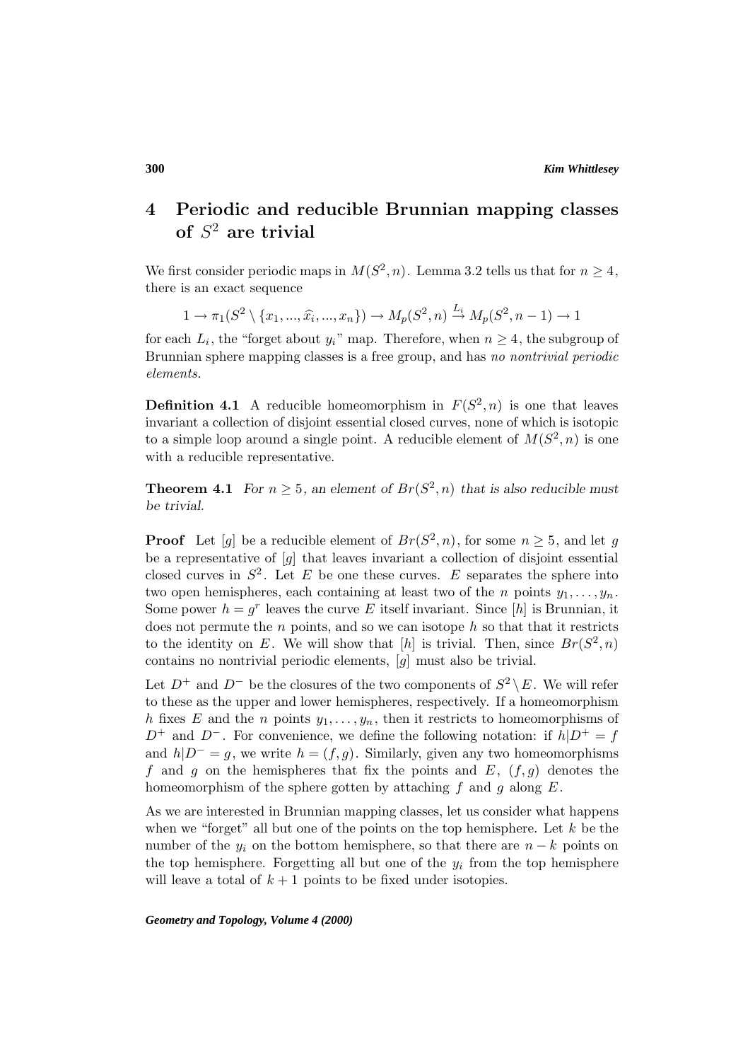## 4 Periodic and reducible Brunnian mapping classes of $S^2$ are trivial

We first consider periodic maps in $M(S^2, n)$. Lemma 3.2 tells us that for $n \geq 4$, there is an exact sequence

$$1 \to \pi_1(S^2 \setminus \{x_1, ..., \widehat{x_i}, ..., x_n\}) \to M_p(S^2, n) \xrightarrow{L_i} M_p(S^2, n-1) \to 1$$

for each $L_i$, the "forget about $y_i$" map. Therefore, when $n \geq 4$, the subgroup of Brunnian sphere mapping classes is a free group, and has *no nontrivial periodic elements*.

**Definition 4.1** A reducible homeomorphism in $F(S^2, n)$ is one that leaves invariant a collection of disjoint essential closed curves, none of which is isotopic to a simple loop around a single point. A reducible element of $M(S^2, n)$ is one with a reducible representative.

**Theorem 4.1** *For $n \geq 5$, an element of $Br(S^2, n)$ that is also reducible must be trivial.*

**Proof** Let $[g]$ be a reducible element of $Br(S^2, n)$, for some $n \geq 5$, and let $g$ be a representative of $[g]$ that leaves invariant a collection of disjoint essential closed curves in $S^2$. Let $E$ be one these curves. $E$ separates the sphere into two open hemispheres, each containing at least two of the $n$ points $y_1, \ldots, y_n$. Some power $h = g^r$ leaves the curve $E$ itself invariant. Since $[h]$ is Brunnian, it does not permute the $n$ points, and so we can isotope $h$ so that that it restricts to the identity on $E$. We will show that $[h]$ is trivial. Then, since $Br(S^2, n)$ contains no nontrivial periodic elements, $[g]$ must also be trivial.

Let $D^+$ and $D^-$ be the closures of the two components of $S^2 \setminus E$. We will refer to these as the upper and lower hemispheres, respectively. If a homeomorphism $h$ fixes $E$ and the $n$ points $y_1, \ldots, y_n$, then it restricts to homeomorphisms of $D^+$ and $D^-$. For convenience, we define the following notation: if $h|D^+ = f$ and $h|D^- = g$, we write $h = (f, g)$. Similarly, given any two homeomorphisms $f$ and $g$ on the hemispheres that fix the points and $E$, $(f, g)$ denotes the homeomorphism of the sphere gotten by attaching $f$ and $g$ along $E$.

As we are interested in Brunnian mapping classes, let us consider what happens when we "forget" all but one of the points on the top hemisphere. Let $k$ be the number of the $y_i$ on the bottom hemisphere, so that there are $n - k$ points on the top hemisphere. Forgetting all but one of the $y_i$ from the top hemisphere will leave a total of $k + 1$ points to be fixed under isotopies.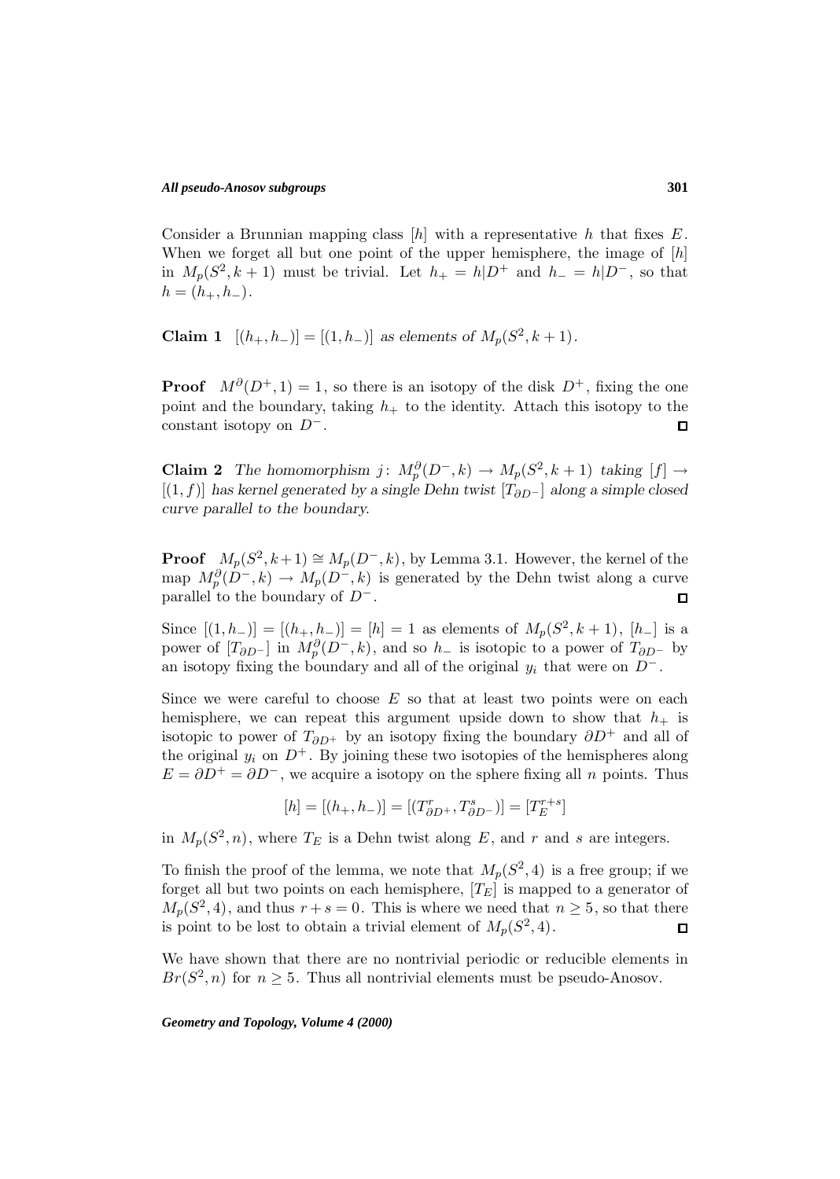Consider a Brunnian mapping class $[h]$ with a representative $h$ that fixes $E$. When we forget all but one point of the upper hemisphere, the image of $[h]$ in $M_p(S^2, k+1)$ must be trivial. Let $h_+ = h|D^+$ and $h_- = h|D^-$, so that $h = (h_+, h_-)$.

**Claim 1** *$[(h_+, h_-)] = [(1, h_-)]$ as elements of $M_p(S^2, k+1)$.*

**Proof** $M^\partial(D^+, 1) = 1$, so there is an isotopy of the disk $D^+$, fixing the one point and the boundary, taking $h_+$ to the identity. Attach this isotopy to the constant isotopy on $D^-$. □

**Claim 2** *The homomorphism $j\colon M_p^\partial(D^-, k) \to M_p(S^2, k+1)$ taking $[f] \to [(1, f)]$ has kernel generated by a single Dehn twist $[T_{\partial D^-}]$ along a simple closed curve parallel to the boundary.*

**Proof** $M_p(S^2, k+1) \cong M_p(D^-, k)$, by Lemma 3.1. However, the kernel of the map $M_p^\partial(D^-, k) \to M_p(D^-, k)$ is generated by the Dehn twist along a curve parallel to the boundary of $D^-$. □

Since $[(1, h_-)] = [(h_+, h_-)] = [h] = 1$ as elements of $M_p(S^2, k+1)$, $[h_-]$ is a power of $[T_{\partial D^-}]$ in $M_p^\partial(D^-, k)$, and so $h_-$ is isotopic to a power of $T_{\partial D^-}$ by an isotopy fixing the boundary and all of the original $y_i$ that were on $D^-$.

Since we were careful to choose $E$ so that at least two points were on each hemisphere, we can repeat this argument upside down to show that $h_+$ is isotopic to power of $T_{\partial D^+}$ by an isotopy fixing the boundary $\partial D^+$ and all of the original $y_i$ on $D^+$. By joining these two isotopies of the hemispheres along $E = \partial D^+ = \partial D^-$, we acquire a isotopy on the sphere fixing all $n$ points. Thus

$$[h] = [(h_+, h_-)] = [(T_{\partial D^+}^r, T_{\partial D^-}^s)] = [T_E^{r+s}]$$

in $M_p(S^2, n)$, where $T_E$ is a Dehn twist along $E$, and $r$ and $s$ are integers.

To finish the proof of the lemma, we note that $M_p(S^2, 4)$ is a free group; if we forget all but two points on each hemisphere, $[T_E]$ is mapped to a generator of $M_p(S^2, 4)$, and thus $r + s = 0$. This is where we need that $n \geq 5$, so that there is point to be lost to obtain a trivial element of $M_p(S^2, 4)$. □

We have shown that there are no nontrivial periodic or reducible elements in $Br(S^2, n)$ for $n \geq 5$. Thus all nontrivial elements must be pseudo-Anosov.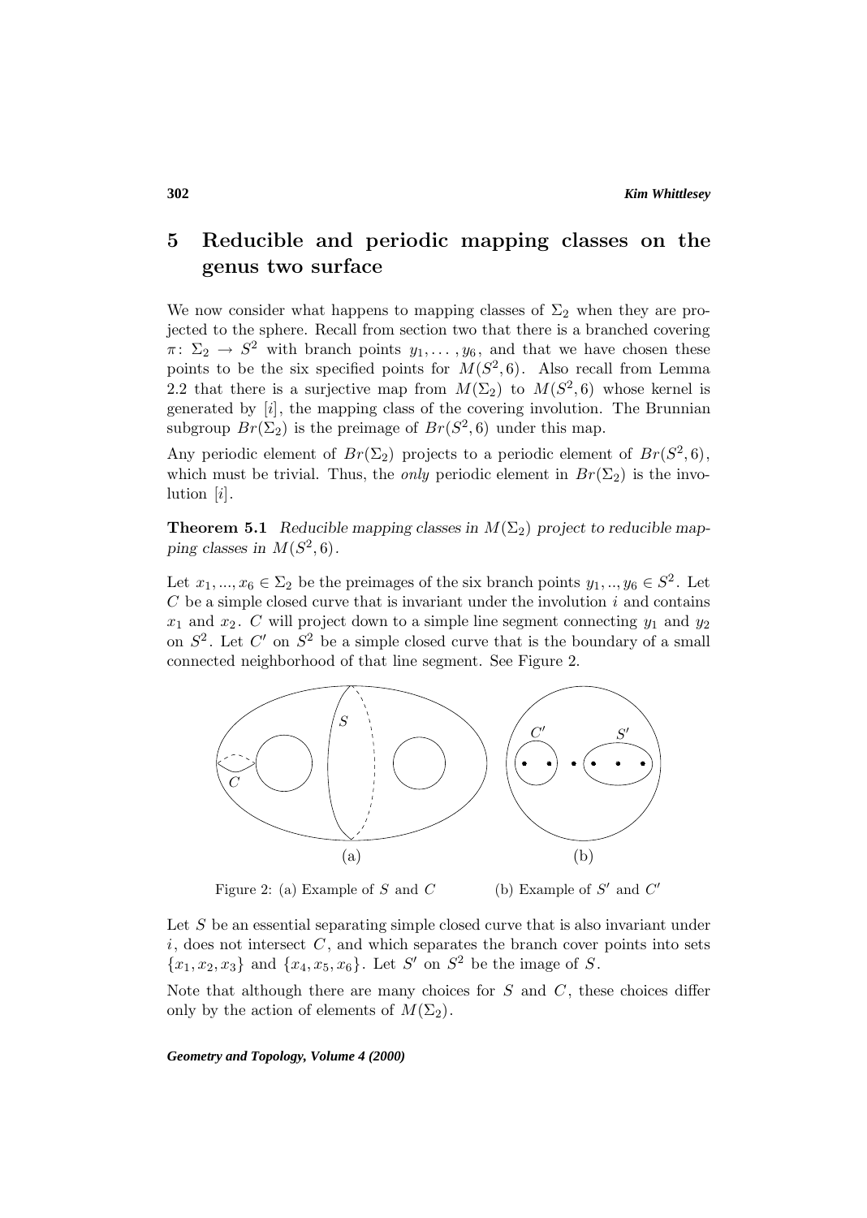## 5 Reducible and periodic mapping classes on the genus two surface

We now consider what happens to mapping classes of $\Sigma_2$ when they are projected to the sphere. Recall from section two that there is a branched covering $\pi\colon \Sigma_2 \to S^2$ with branch points $y_1, \ldots, y_6$, and that we have chosen these points to be the six specified points for $M(S^2, 6)$. Also recall from Lemma 2.2 that there is a surjective map from $M(\Sigma_2)$ to $M(S^2, 6)$ whose kernel is generated by $[i]$, the mapping class of the covering involution. The Brunnian subgroup $Br(\Sigma_2)$ is the preimage of $Br(S^2, 6)$ under this map.

Any periodic element of $Br(\Sigma_2)$ projects to a periodic element of $Br(S^2, 6)$, which must be trivial. Thus, the *only* periodic element in $Br(\Sigma_2)$ is the involution $[i]$.

**Theorem 5.1** *Reducible mapping classes in $M(\Sigma_2)$ project to reducible mapping classes in $M(S^2, 6)$.*

Let $x_1, ..., x_6 \in \Sigma_2$ be the preimages of the six branch points $y_1, .., y_6 \in S^2$. Let $C$ be a simple closed curve that is invariant under the involution $i$ and contains $x_1$ and $x_2$. $C$ will project down to a simple line segment connecting $y_1$ and $y_2$ on $S^2$. Let $C'$ on $S^2$ be a simple closed curve that is the boundary of a small connected neighborhood of that line segment. See Figure 2.

Figure 2: (a) Example of $S$ and $C$ (b) Example of $S'$ and $C'$

Let $S$ be an essential separating simple closed curve that is also invariant under $i$, does not intersect $C$, and which separates the branch cover points into sets $\{x_1, x_2, x_3\}$ and $\{x_4, x_5, x_6\}$. Let $S'$ on $S^2$ be the image of $S$.

Note that although there are many choices for $S$ and $C$, these choices differ only by the action of elements of $M(\Sigma_2)$.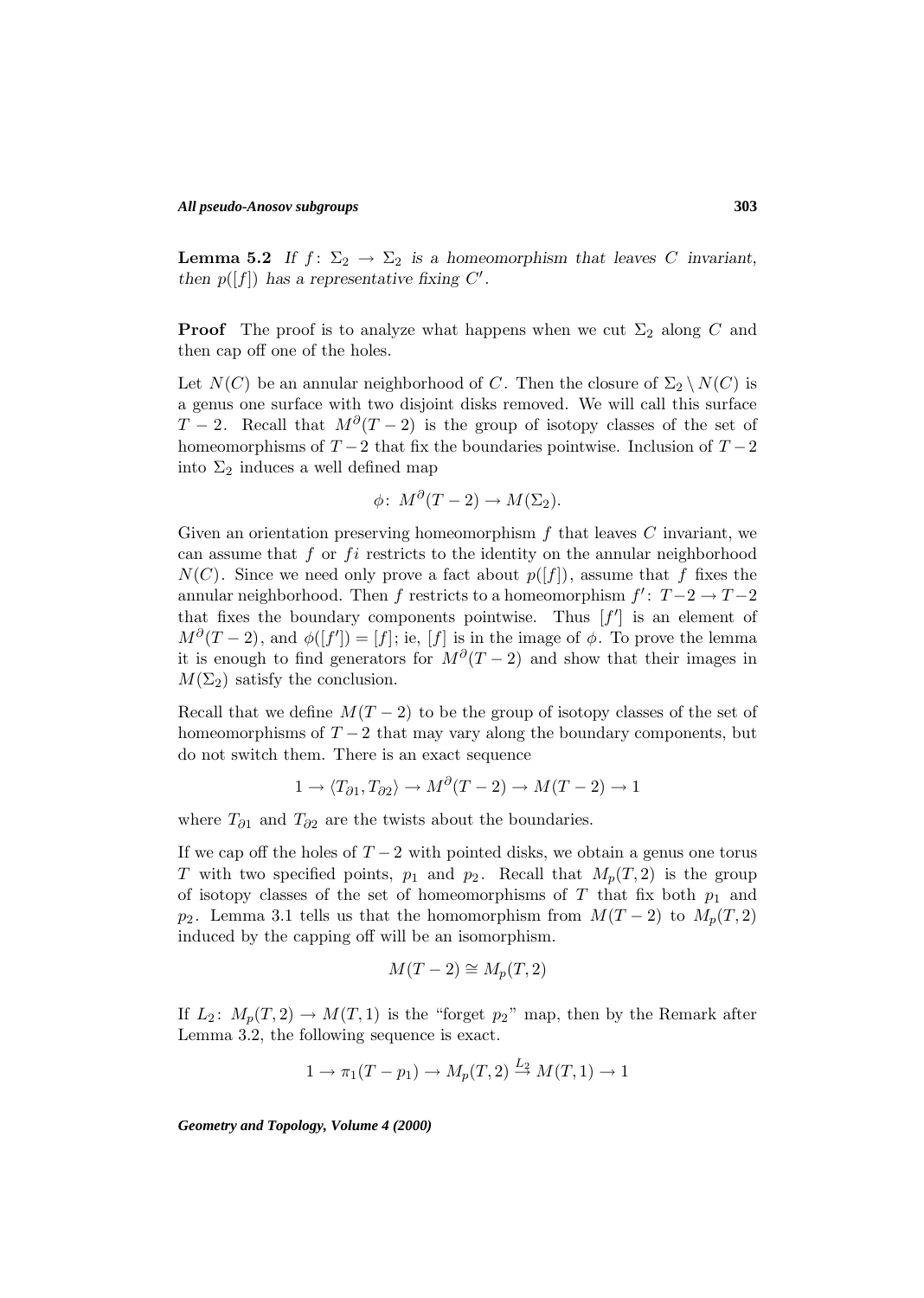**Lemma 5.2** *If $f\colon \Sigma_2 \to \Sigma_2$ is a homeomorphism that leaves $C$ invariant, then $p([f])$ has a representative fixing $C'$.*

**Proof** The proof is to analyze what happens when we cut $\Sigma_2$ along $C$ and then cap off one of the holes.

Let $N(C)$ be an annular neighborhood of $C$. Then the closure of $\Sigma_2 \setminus N(C)$ is a genus one surface with two disjoint disks removed. We will call this surface $T-2$. Recall that $M^\partial(T-2)$ is the group of isotopy classes of the set of homeomorphisms of $T-2$ that fix the boundaries pointwise. Inclusion of $T-2$ into $\Sigma_2$ induces a well defined map

$$\phi\colon M^\partial(T-2) \to M(\Sigma_2).$$

Given an orientation preserving homeomorphism $f$ that leaves $C$ invariant, we can assume that $f$ or $fi$ restricts to the identity on the annular neighborhood $N(C)$. Since we need only prove a fact about $p([f])$, assume that $f$ fixes the annular neighborhood. Then $f$ restricts to a homeomorphism $f'\colon T-2 \to T-2$ that fixes the boundary components pointwise. Thus $[f']$ is an element of $M^\partial(T-2)$, and $\phi([f']) = [f]$; ie, $[f]$ is in the image of $\phi$. To prove the lemma it is enough to find generators for $M^\partial(T-2)$ and show that their images in $M(\Sigma_2)$ satisfy the conclusion.

Recall that we define $M(T-2)$ to be the group of isotopy classes of the set of homeomorphisms of $T-2$ that may vary along the boundary components, but do not switch them. There is an exact sequence

$$1 \to \langle T_{\partial 1}, T_{\partial 2}\rangle \to M^\partial(T-2) \to M(T-2) \to 1$$

where $T_{\partial 1}$ and $T_{\partial 2}$ are the twists about the boundaries.

If we cap off the holes of $T-2$ with pointed disks, we obtain a genus one torus $T$ with two specified points, $p_1$ and $p_2$. Recall that $M_p(T,2)$ is the group of isotopy classes of the set of homeomorphisms of $T$ that fix both $p_1$ and $p_2$. Lemma 3.1 tells us that the homomorphism from $M(T-2)$ to $M_p(T,2)$ induced by the capping off will be an isomorphism.

$$M(T-2) \cong M_p(T,2)$$

If $L_2\colon M_p(T,2) \to M(T,1)$ is the "forget $p_2$" map, then by the Remark after Lemma 3.2, the following sequence is exact.

$$1 \to \pi_1(T-p_1) \to M_p(T,2) \xrightarrow{L_2} M(T,1) \to 1$$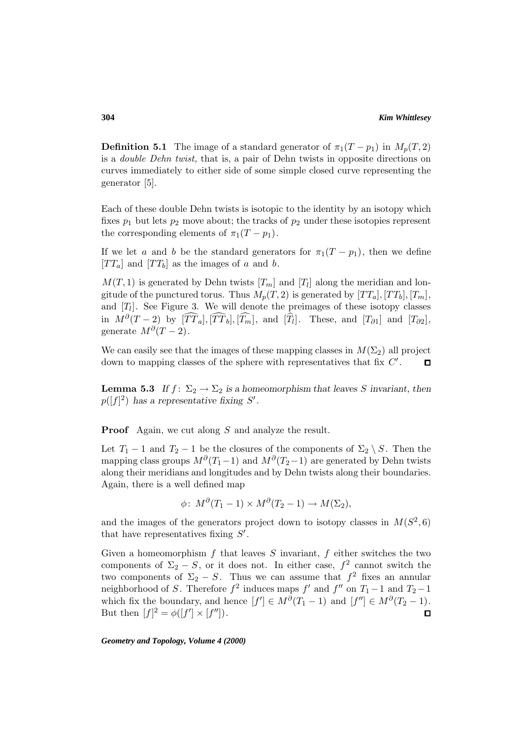**Definition 5.1** The image of a standard generator of $\pi_1(T - p_1)$ in $M_p(T, 2)$ is a *double Dehn twist,* that is, a pair of Dehn twists in opposite directions on curves immediately to either side of some simple closed curve representing the generator [5].

Each of these double Dehn twists is isotopic to the identity by an isotopy which fixes $p_1$ but lets $p_2$ move about; the tracks of $p_2$ under these isotopies represent the corresponding elements of $\pi_1(T - p_1)$.

If we let $a$ and $b$ be the standard generators for $\pi_1(T - p_1)$, then we define $[TT_a]$ and $[TT_b]$ as the images of $a$ and $b$.

$M(T, 1)$ is generated by Dehn twists $[T_m]$ and $[T_l]$ along the meridian and longitude of the punctured torus. Thus $M_p(T, 2)$ is generated by $[TT_a], [TT_b], [T_m]$, and $[T_l]$. See Figure 3. We will denote the preimages of these isotopy classes in $M^\partial(T - 2)$ by $[\widehat{TT}_a], [\widehat{TT}_b], [\widehat{T_m}]$, and $[\widehat{T_l}]$. These, and $[T_{\partial 1}]$ and $[T_{\partial 2}]$, generate $M^\partial(T - 2)$.

We can easily see that the images of these mapping classes in $M(\Sigma_2)$ all project down to mapping classes of the sphere with representatives that fix $C'$. $\square$

**Lemma 5.3** *If $f\colon \Sigma_2 \to \Sigma_2$ is a homeomorphism that leaves $S$ invariant, then $p([f]^2)$ has a representative fixing $S'$.*

**Proof** Again, we cut along $S$ and analyze the result.

Let $T_1 - 1$ and $T_2 - 1$ be the closures of the components of $\Sigma_2 \setminus S$. Then the mapping class groups $M^\partial(T_1 - 1)$ and $M^\partial(T_2 - 1)$ are generated by Dehn twists along their meridians and longitudes and by Dehn twists along their boundaries. Again, there is a well defined map

$$\phi\colon\ M^\partial(T_1 - 1) \times M^\partial(T_2 - 1) \to M(\Sigma_2),$$

and the images of the generators project down to isotopy classes in $M(S^2, 6)$ that have representatives fixing $S'$.

Given a homeomorphism $f$ that leaves $S$ invariant, $f$ either switches the two components of $\Sigma_2 - S$, or it does not. In either case, $f^2$ cannot switch the two components of $\Sigma_2 - S$. Thus we can assume that $f^2$ fixes an annular neighborhood of $S$. Therefore $f^2$ induces maps $f'$ and $f''$ on $T_1 - 1$ and $T_2 - 1$ which fix the boundary, and hence $[f'] \in M^\partial(T_1 - 1)$ and $[f''] \in M^\partial(T_2 - 1)$. But then $[f]^2 = \phi([f'] \times [f''])$. $\square$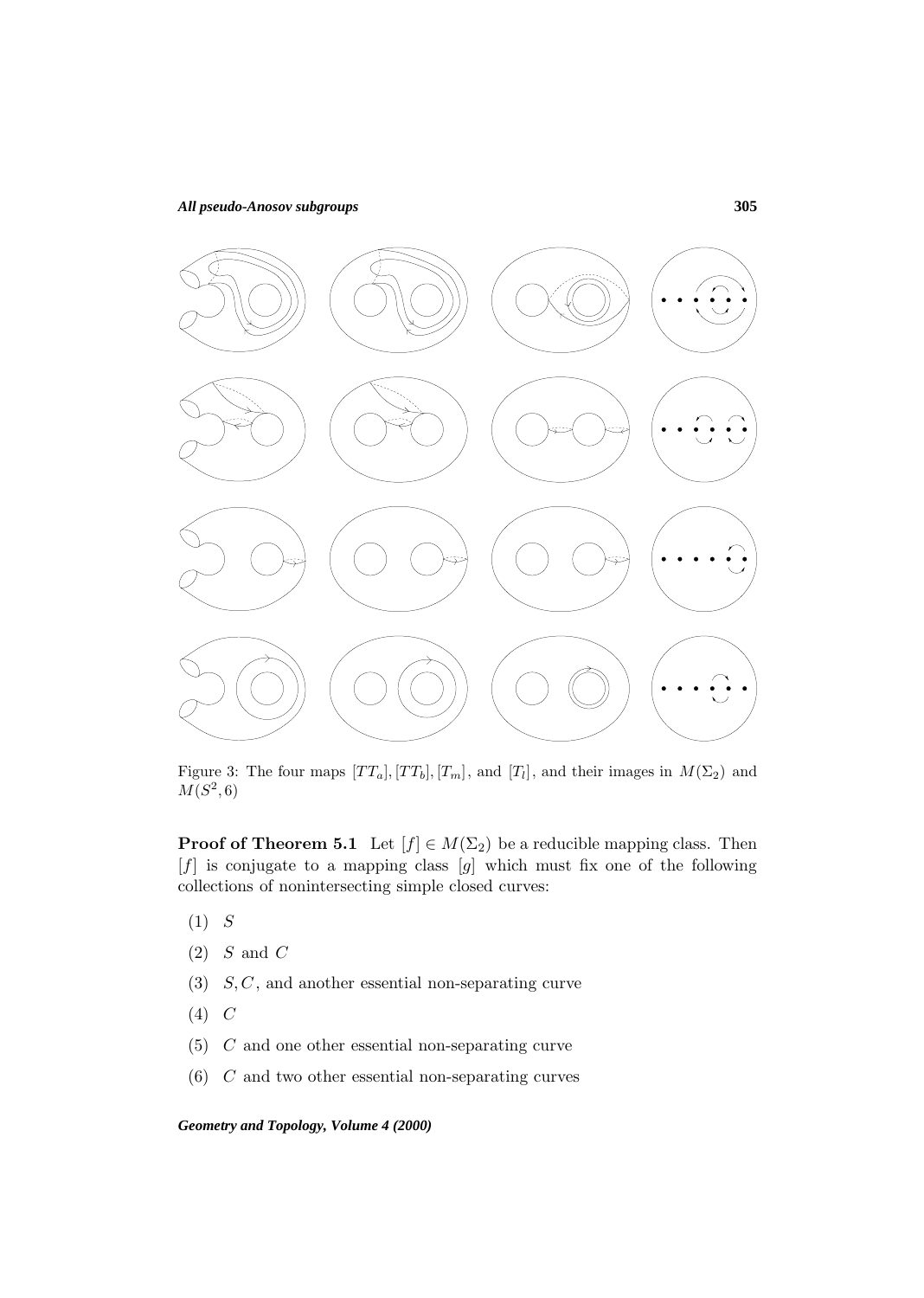Figure 3: The four maps $[TT_a], [TT_b], [T_m]$, and $[T_l]$, and their images in $M(\Sigma_2)$ and $M(S^2, 6)$

**Proof of Theorem 5.1** Let $[f] \in M(\Sigma_2)$ be a reducible mapping class. Then $[f]$ is conjugate to a mapping class $[g]$ which must fix one of the following collections of nonintersecting simple closed curves:

(1) $S$

(2) $S$ and $C$

(3) $S, C$, and another essential non-separating curve

(4) $C$

(5) $C$ and one other essential non-separating curve

(6) $C$ and two other essential non-separating curves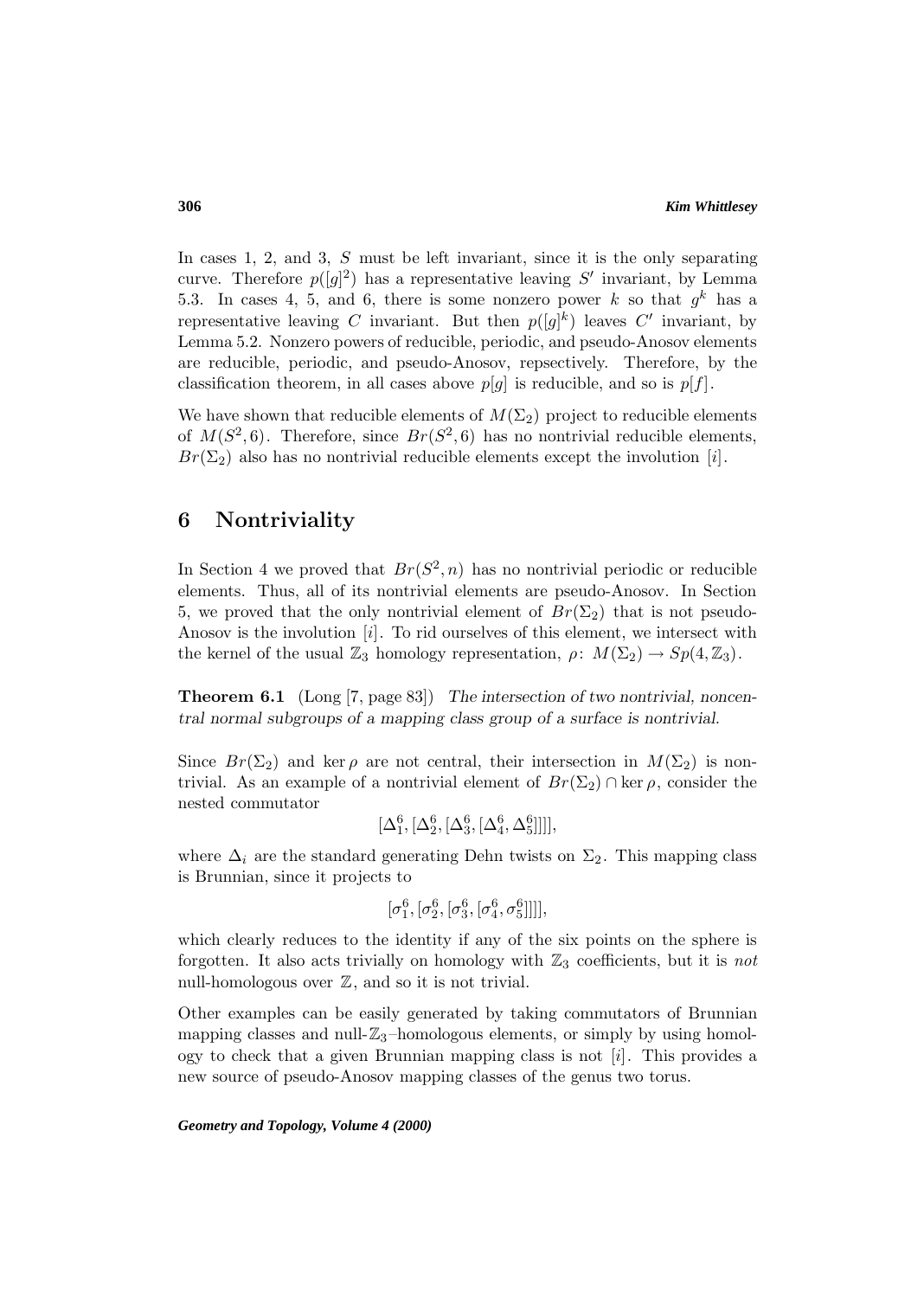In cases 1, 2, and 3, $S$ must be left invariant, since it is the only separating curve. Therefore $p([g]^2)$ has a representative leaving $S'$ invariant, by Lemma 5.3. In cases 4, 5, and 6, there is some nonzero power $k$ so that $g^k$ has a representative leaving $C$ invariant. But then $p([g]^k)$ leaves $C'$ invariant, by Lemma 5.2. Nonzero powers of reducible, periodic, and pseudo-Anosov elements are reducible, periodic, and pseudo-Anosov, repsectively. Therefore, by the classification theorem, in all cases above $p[g]$ is reducible, and so is $p[f]$.

We have shown that reducible elements of $M(\Sigma_2)$ project to reducible elements of $M(S^2, 6)$. Therefore, since $Br(S^2, 6)$ has no nontrivial reducible elements, $Br(\Sigma_2)$ also has no nontrivial reducible elements except the involution $[i]$.

## 6 Nontriviality

In Section 4 we proved that $Br(S^2, n)$ has no nontrivial periodic or reducible elements. Thus, all of its nontrivial elements are pseudo-Anosov. In Section 5, we proved that the only nontrivial element of $Br(\Sigma_2)$ that is not pseudo-Anosov is the involution $[i]$. To rid ourselves of this element, we intersect with the kernel of the usual $\mathbb{Z}_3$ homology representation, $\rho\colon M(\Sigma_2) \to Sp(4, \mathbb{Z}_3)$.

**Theorem 6.1** (Long [7, page 83]) *The intersection of two nontrivial, noncentral normal subgroups of a mapping class group of a surface is nontrivial.*

Since $Br(\Sigma_2)$ and $\ker \rho$ are not central, their intersection in $M(\Sigma_2)$ is nontrivial. As an example of a nontrivial element of $Br(\Sigma_2) \cap \ker \rho$, consider the nested commutator

$$[\Delta_1^6, [\Delta_2^6, [\Delta_3^6, [\Delta_4^6, \Delta_5^6]]]],$$

where $\Delta_i$ are the standard generating Dehn twists on $\Sigma_2$. This mapping class is Brunnian, since it projects to

$$[\sigma_1^6, [\sigma_2^6, [\sigma_3^6, [\sigma_4^6, \sigma_5^6]]]],$$

which clearly reduces to the identity if any of the six points on the sphere is forgotten. It also acts trivially on homology with $\mathbb{Z}_3$ coefficients, but it is *not* null-homologous over $\mathbb{Z}$, and so it is not trivial.

Other examples can be easily generated by taking commutators of Brunnian mapping classes and null-$\mathbb{Z}_3$–homologous elements, or simply by using homology to check that a given Brunnian mapping class is not $[i]$. This provides a new source of pseudo-Anosov mapping classes of the genus two torus.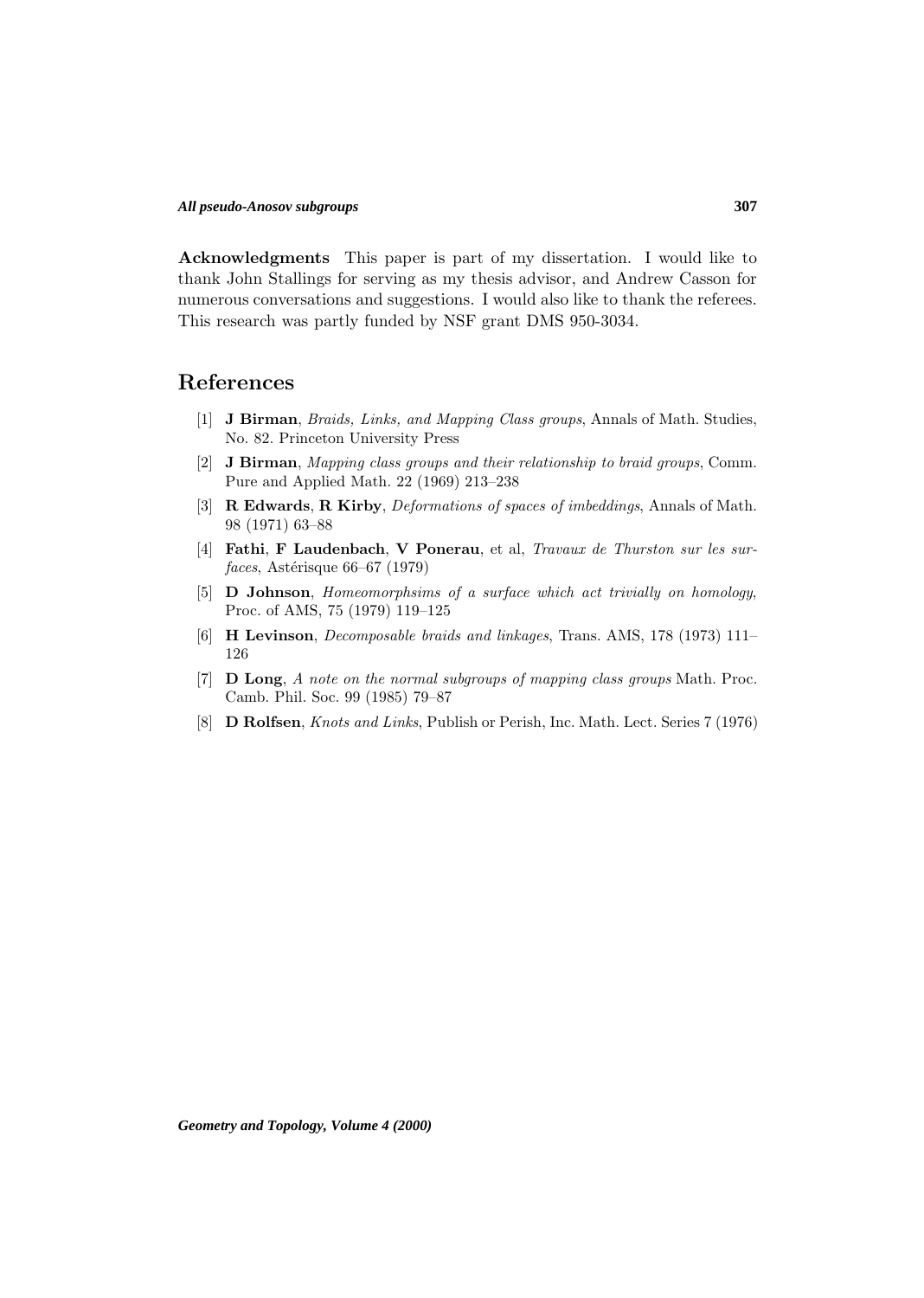**Acknowledgments** This paper is part of my dissertation. I would like to thank John Stallings for serving as my thesis advisor, and Andrew Casson for numerous conversations and suggestions. I would also like to thank the referees. This research was partly funded by NSF grant DMS 950-3034.

## References

[1] **J Birman**, *Braids, Links, and Mapping Class groups*, Annals of Math. Studies, No. 82. Princeton University Press

[2] **J Birman**, *Mapping class groups and their relationship to braid groups*, Comm. Pure and Applied Math. 22 (1969) 213–238

[3] **R Edwards**, **R Kirby**, *Deformations of spaces of imbeddings*, Annals of Math. 98 (1971) 63–88

[4] **Fathi**, **F Laudenbach**, **V Ponerau**, et al, *Travaux de Thurston sur les surfaces*, Astérisque 66–67 (1979)

[5] **D Johnson**, *Homeomorphsims of a surface which act trivially on homology*, Proc. of AMS, 75 (1979) 119–125

[6] **H Levinson**, *Decomposable braids and linkages*, Trans. AMS, 178 (1973) 111–126

[7] **D Long**, *A note on the normal subgroups of mapping class groups* Math. Proc. Camb. Phil. Soc. 99 (1985) 79–87

[8] **D Rolfsen**, *Knots and Links*, Publish or Perish, Inc. Math. Lect. Series 7 (1976)